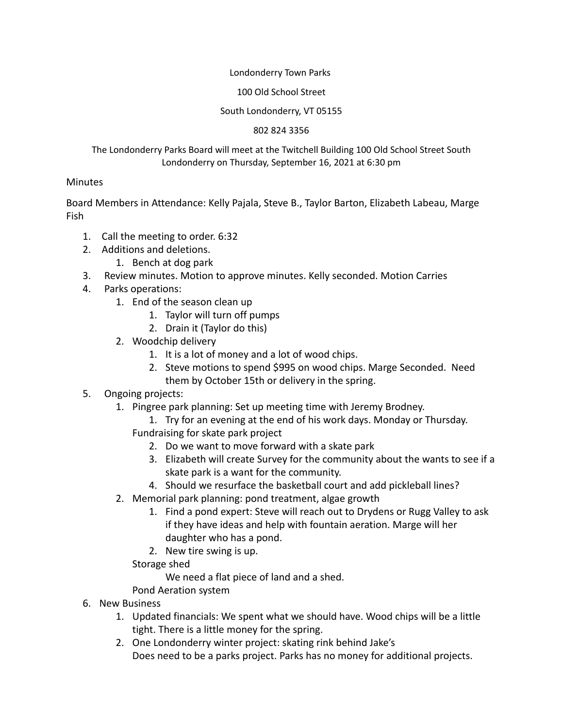Londonderry Town Parks

100 Old School Street

South Londonderry, VT 05155

802 824 3356

The Londonderry Parks Board will meet at the Twitchell Building 100 Old School Street South Londonderry on Thursday, September 16, 2021 at 6:30 pm

Minutes

Board Members in Attendance: Kelly Pajala, Steve B., Taylor Barton, Elizabeth Labeau, Marge Fish

1. Call the meeting to order. 6:32
2. Additions and deletions.
   1. Bench at dog park
3. Review minutes. Motion to approve minutes. Kelly seconded. Motion Carries
4. Parks operations:
   1. End of the season clean up
      1. Taylor will turn off pumps
      2. Drain it (Taylor do this)
   2. Woodchip delivery
      1. It is a lot of money and a lot of wood chips.
      2. Steve motions to spend $995 on wood chips. Marge Seconded. Need them by October 15th or delivery in the spring.
5. Ongoing projects:
   1. Pingree park planning: Set up meeting time with Jeremy Brodney.
      1. Try for an evening at the end of his work days. Monday or Thursday.

      Fundraising for skate park project

      2. Do we want to move forward with a skate park
      3. Elizabeth will create Survey for the community about the wants to see if a skate park is a want for the community.
      4. Should we resurface the basketball court and add pickleball lines?
   2. Memorial park planning: pond treatment, algae growth
      1. Find a pond expert: Steve will reach out to Drydens or Rugg Valley to ask if they have ideas and help with fountain aeration. Marge will her daughter who has a pond.
      2. New tire swing is up.

      Storage shed

      We need a flat piece of land and a shed.

      Pond Aeration system
6. New Business
   1. Updated financials: We spent what we should have. Wood chips will be a little tight. There is a little money for the spring.
   2. One Londonderry winter project: skating rink behind Jake's

      Does need to be a parks project. Parks has no money for additional projects.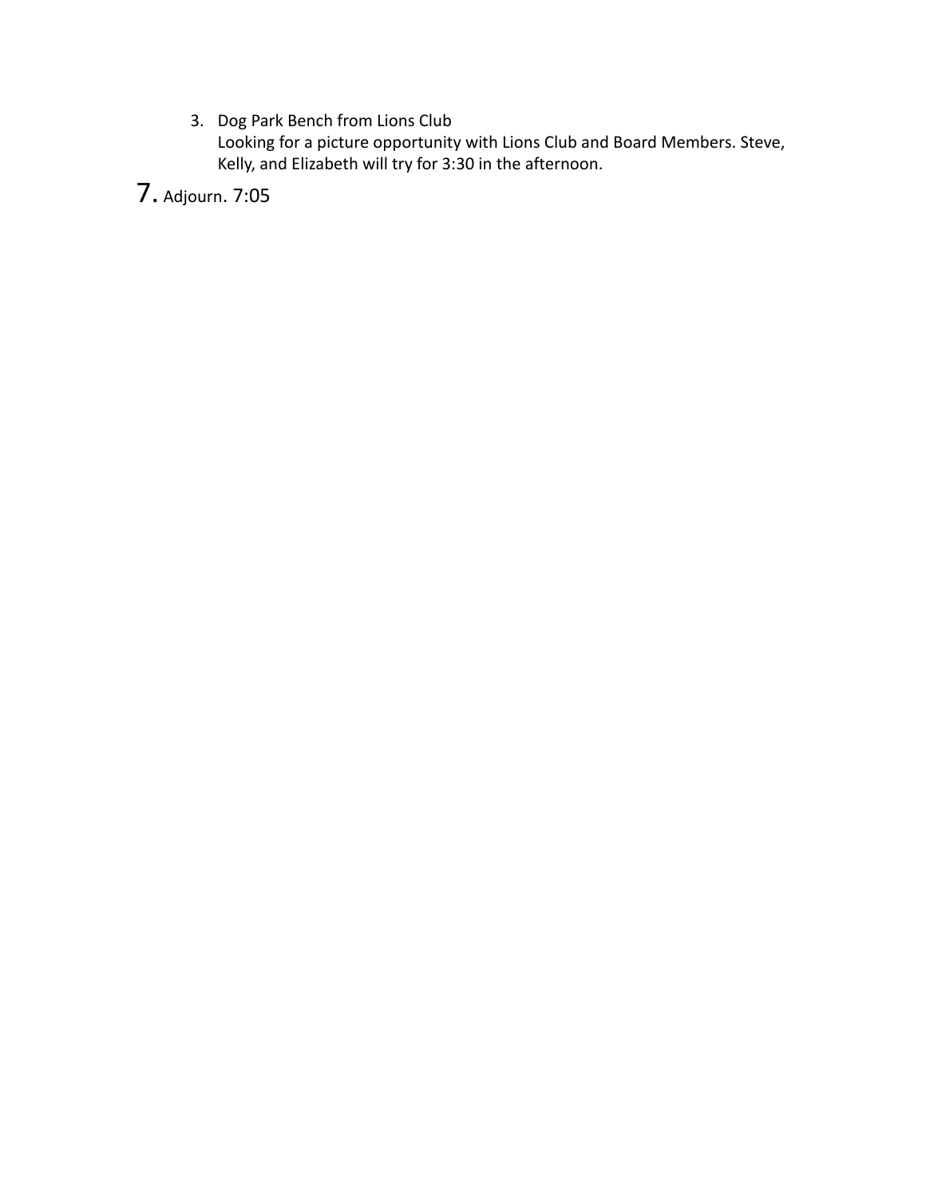3. Dog Park Bench from Lions Club
   Looking for a picture opportunity with Lions Club and Board Members. Steve, Kelly, and Elizabeth will try for 3:30 in the afternoon.

7. Adjourn. 7:05